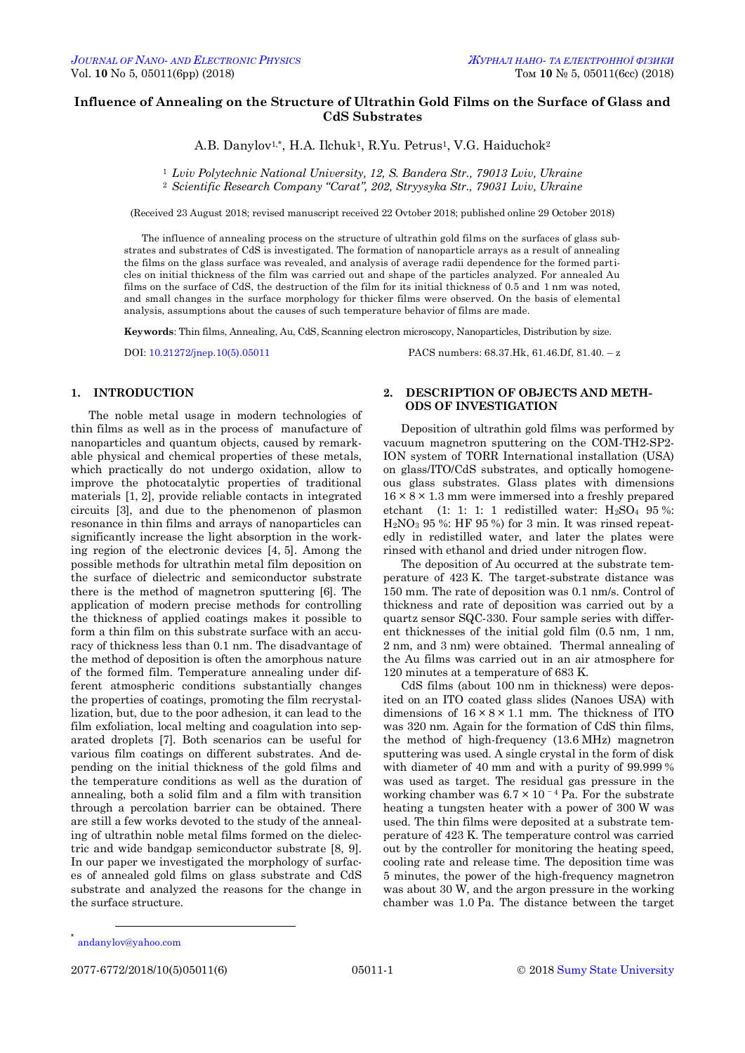# Influence of Annealing on the Structure of Ultrathin Gold Films on the Surface of Glass and CdS Substrates

A.B. Danylov[1,*], H.A. Ilchuk[1], R.Yu. Petrus[1], V.G. Haiduchok[2]

[1] *Lviv Polytechnic National University, 12, S. Bandera Str., 79013 Lviv, Ukraine*
[2] *Scientific Research Company "Carat", 202, Stryysyka Str., 79031 Lviv, Ukraine*

(Received 23 August 2018; revised manuscript received 22 Ovtober 2018; published online 29 October 2018)

The influence of annealing process on the structure of ultrathin gold films on the surfaces of glass substrates and substrates of CdS is investigated. The formation of nanoparticle arrays as a result of annealing the films on the glass surface was revealed, and analysis of average radii dependence for the formed particles on initial thickness of the film was carried out and shape of the particles analyzed. For annealed Au films on the surface of CdS, the destruction of the film for its initial thickness of 0.5 and 1 nm was noted, and small changes in the surface morphology for thicker films were observed. On the basis of elemental analysis, assumptions about the causes of such temperature behavior of films are made.

**Keywords**: Thin films, Annealing, Au, CdS, Scanning electron microscopy, Nanoparticles, Distribution by size.

DOI: 10.21272/jnep.10(5).05011

PACS numbers: 68.37.Hk, 61.46.Df, 81.40. – z

## 1. INTRODUCTION

The noble metal usage in modern technologies of thin films as well as in the process of manufacture of nanoparticles and quantum objects, caused by remarkable physical and chemical properties of these metals, which practically do not undergo oxidation, allow to improve the photocatalytic properties of traditional materials [1, 2], provide reliable contacts in integrated circuits [3], and due to the phenomenon of plasmon resonance in thin films and arrays of nanoparticles can significantly increase the light absorption in the working region of the electronic devices [4, 5]. Among the possible methods for ultrathin metal film deposition on the surface of dielectric and semiconductor substrate there is the method of magnetron sputtering [6]. The application of modern precise methods for controlling the thickness of applied coatings makes it possible to form a thin film on this substrate surface with an accuracy of thickness less than 0.1 nm. The disadvantage of the method of deposition is often the amorphous nature of the formed film. Temperature annealing under different atmospheric conditions substantially changes the properties of coatings, promoting the film recrystallization, but, due to the poor adhesion, it can lead to the film exfoliation, local melting and coagulation into separated droplets [7]. Both scenarios can be useful for various film coatings on different substrates. And depending on the initial thickness of the gold films and the temperature conditions as well as the duration of annealing, both a solid film and a film with transition through a percolation barrier can be obtained. There are still a few works devoted to the study of the annealing of ultrathin noble metal films formed on the dielectric and wide bandgap semiconductor substrate [8, 9]. In our paper we investigated the morphology of surfaces of annealed gold films on glass substrate and CdS substrate and analyzed the reasons for the change in the surface structure.

## 2. DESCRIPTION OF OBJECTS AND METHODS OF INVESTIGATION

Deposition of ultrathin gold films was performed by vacuum magnetron sputtering on the COM-TH2-SP2-ION system of TORR International installation (USA) on glass/ITO/CdS substrates, and optically homogeneous glass substrates. Glass plates with dimensions $16 \times 8 \times 1.3$ mm were immersed into a freshly prepared etchant (1: 1: 1: 1 redistilled water: $H_2SO_4$ 95 %: $H_2NO_3$ 95 %: HF 95 %) for 3 min. It was rinsed repeatedly in redistilled water, and later the plates were rinsed with ethanol and dried under nitrogen flow.

The deposition of Au occurred at the substrate temperature of 423 K. The target-substrate distance was 150 mm. The rate of deposition was 0.1 nm/s. Control of thickness and rate of deposition was carried out by a quartz sensor SQC-330. Four sample series with different thicknesses of the initial gold film (0.5 nm, 1 nm, 2 nm, and 3 nm) were obtained. Thermal annealing of the Au films was carried out in an air atmosphere for 120 minutes at a temperature of 683 K.

CdS films (about 100 nm in thickness) were deposited on an ITO coated glass slides (Nanoes USA) with dimensions of $16 \times 8 \times 1.1$ mm. The thickness of ITO was 320 nm. Again for the formation of CdS thin films, the method of high-frequency (13.6 MHz) magnetron sputtering was used. A single crystal in the form of disk with diameter of 40 mm and with a purity of 99.999 % was used as target. The residual gas pressure in the working chamber was $6.7 \times 10^{-4}$ Pa. For the substrate heating a tungsten heater with a power of 300 W was used. The thin films were deposited at a substrate temperature of 423 K. The temperature control was carried out by the controller for monitoring the heating speed, cooling rate and release time. The deposition time was 5 minutes, the power of the high-frequency magnetron was about 30 W, and the argon pressure in the working chamber was 1.0 Pa. The distance between the target

---

[*] andanylov@yahoo.com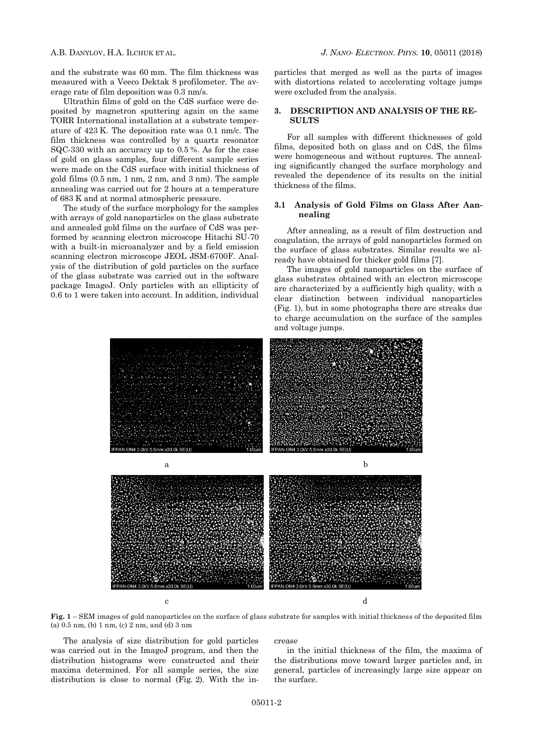and the substrate was 60 mm. The film thickness was measured with a Veeco Dektak 8 profilometer. The average rate of film deposition was 0.3 nm/s.

Ultrathin films of gold on the CdS surface were deposited by magnetron sputtering again on the same TORR International installation at a substrate temperature of 423 K. The deposition rate was 0.1 nm/c. The film thickness was controlled by a quartz resonator SQC-330 with an accuracy up to 0.5 %. As for the case of gold on glass samples, four different sample series were made on the CdS surface with initial thickness of gold films (0.5 nm, 1 nm, 2 nm, and 3 nm). The sample annealing was carried out for 2 hours at a temperature of 683 K and at normal atmospheric pressure.

The study of the surface morphology for the samples with arrays of gold nanoparticles on the glass substrate and annealed gold films on the surface of CdS was performed by scanning electron microscope Hitachi SU-70 with a built-in microanalyzer and by a field emission scanning electron microscope JEOL JSM-6700F. Analysis of the distribution of gold particles on the surface of the glass substrate was carried out in the software package ImageJ. Only particles with an ellipticity of 0.6 to 1 were taken into account. In addition, individual particles that merged as well as the parts of images with distortions related to accelerating voltage jumps were excluded from the analysis.

## 3. DESCRIPTION AND ANALYSIS OF THE RESULTS

For all samples with different thicknesses of gold films, deposited both on glass and on CdS, the films were homogeneous and without ruptures. The annealing significantly changed the surface morphology and revealed the dependence of its results on the initial thickness of the films.

### 3.1 Analysis of Gold Films on Glass After Aannealing

After annealing, as a result of film destruction and coagulation, the arrays of gold nanoparticles formed on the surface of glass substrates. Similar results we already have obtained for thicker gold films [7].

The images of gold nanoparticles on the surface of glass substrates obtained with an electron microscope are characterized by a sufficiently high quality, with a clear distinction between individual nanoparticles (Fig. 1), but in some photographs there are streaks due to charge accumulation on the surface of the samples and voltage jumps.

**Fig. 1** – SEM images of gold nanoparticles on the surface of glass substrate for samples with initial thickness of the deposited film (a) 0.5 nm, (b) 1 nm, (c) 2 nm, and (d) 3 nm

The analysis of size distribution for gold particles was carried out in the ImageJ program, and then the distribution histograms were constructed and their maxima determined. For all sample series, the size distribution is close to normal (Fig. 2). With the increase in the initial thickness of the film, the maxima of the distributions move toward larger particles and, in general, particles of increasingly large size appear on the surface.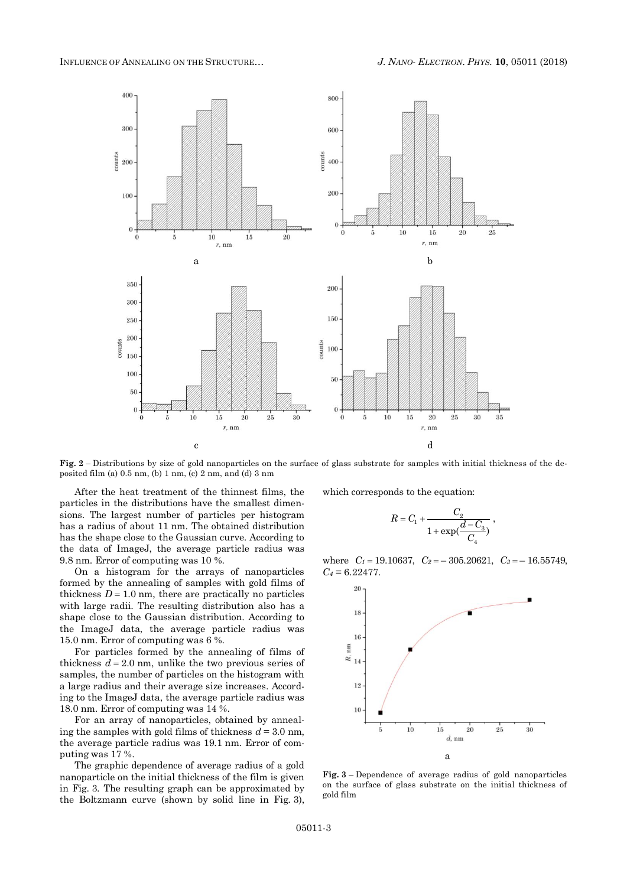Fig. 2 – Distributions by size of gold nanoparticles on the surface of glass substrate for samples with initial thickness of the deposited film (a) 0.5 nm, (b) 1 nm, (c) 2 nm, and (d) 3 nm

After the heat treatment of the thinnest films, the particles in the distributions have the smallest dimensions. The largest number of particles per histogram has a radius of about 11 nm. The obtained distribution has the shape close to the Gaussian curve. According to the data of ImageJ, the average particle radius was 9.8 nm. Error of computing was 10 %.

On a histogram for the arrays of nanoparticles formed by the annealing of samples with gold films of thickness $D = 1.0$ nm, there are practically no particles with large radii. The resulting distribution also has a shape close to the Gaussian distribution. According to the ImageJ data, the average particle radius was 15.0 nm. Error of computing was 6 %.

For particles formed by the annealing of films of thickness $d = 2.0$ nm, unlike the two previous series of samples, the number of particles on the histogram with a large radius and their average size increases. According to the ImageJ data, the average particle radius was 18.0 nm. Error of computing was 14 %.

For an array of nanoparticles, obtained by annealing the samples with gold films of thickness $d = 3.0$ nm, the average particle radius was 19.1 nm. Error of computing was 17 %.

The graphic dependence of average radius of a gold nanoparticle on the initial thickness of the film is given in Fig. 3. The resulting graph can be approximated by the Boltzmann curve (shown by solid line in Fig. 3), which corresponds to the equation:

$$R = C_1 + \frac{C_2}{1 + \exp(\frac{d - C_3}{C_4})},$$

where $C_1 = 19.10637$, $C_2 = -305.20621$, $C_3 = -16.55749$, $C_4 = 6.22477$.

Fig. 3 – Dependence of average radius of gold nanoparticles on the surface of glass substrate on the initial thickness of gold film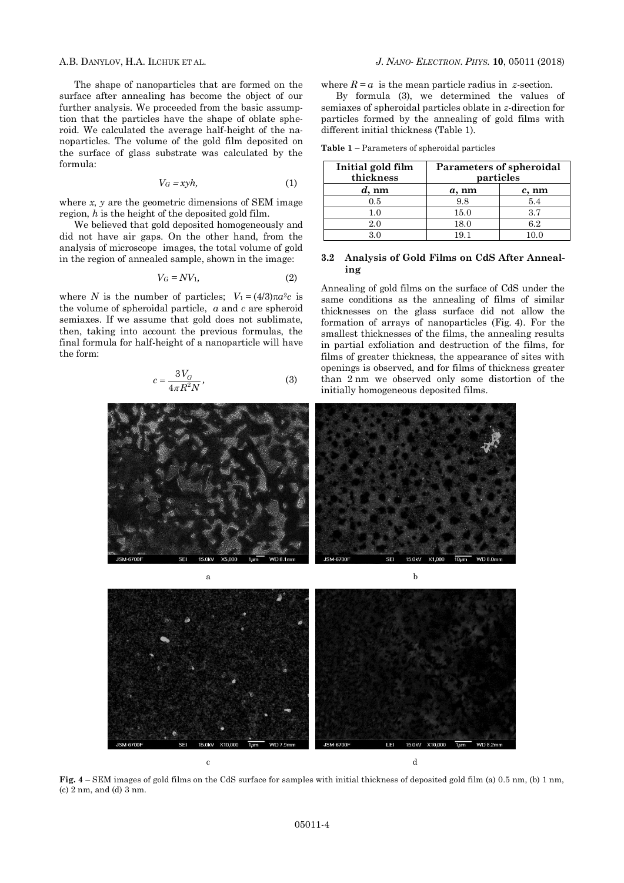The shape of nanoparticles that are formed on the surface after annealing has become the object of our further analysis. We proceeded from the basic assumption that the particles have the shape of oblate spheroid. We calculated the average half-height of the nanoparticles. The volume of the gold film deposited on the surface of glass substrate was calculated by the formula:

$$V_G = xyh, \tag{1}$$

where $x$, $y$ are the geometric dimensions of SEM image region, $h$ is the height of the deposited gold film.

We believed that gold deposited homogeneously and did not have air gaps. On the other hand, from the analysis of microscope images, the total volume of gold in the region of annealed sample, shown in the image:

$$V_G = NV_1, \tag{2}$$

where $N$ is the number of particles; $V_1 = (4/3)\pi a^2 c$ is the volume of spheroidal particle, $a$ and $c$ are spheroid semiaxes. If we assume that gold does not sublimate, then, taking into account the previous formulas, the final formula for half-height of a nanoparticle will have the form:

$$c = \frac{3V_G}{4\pi R^2 N}, \tag{3}$$

where $R = a$ is the mean particle radius in $z$-section.

By formula (3), we determined the values of semiaxes of spheroidal particles oblate in $z$-direction for particles formed by the annealing of gold films with different initial thickness (Table 1).

**Table 1** – Parameters of spheroidal particles

| Initial gold film thickness | Parameters of spheroidal particles | |
|---|---|---|
| *d*, nm | *a*, nm | *c*, nm |
| 0.5 | 9.8 | 5.4 |
| 1.0 | 15.0 | 3.7 |
| 2.0 | 18.0 | 6.2 |
| 3.0 | 19.1 | 10.0 |

### 3.2 Analysis of Gold Films on CdS After Annealing

Annealing of gold films on the surface of CdS under the same conditions as the annealing of films of similar thicknesses on the glass surface did not allow the formation of arrays of nanoparticles (Fig. 4). For the smallest thicknesses of the films, the annealing results in partial exfoliation and destruction of the films, for films of greater thickness, the appearance of sites with openings is observed, and for films of thickness greater than 2 nm we observed only some distortion of the initially homogeneous deposited films.

**Fig. 4** – SEM images of gold films on the CdS surface for samples with initial thickness of deposited gold film (a) 0.5 nm, (b) 1 nm, (c) 2 nm, and (d) 3 nm.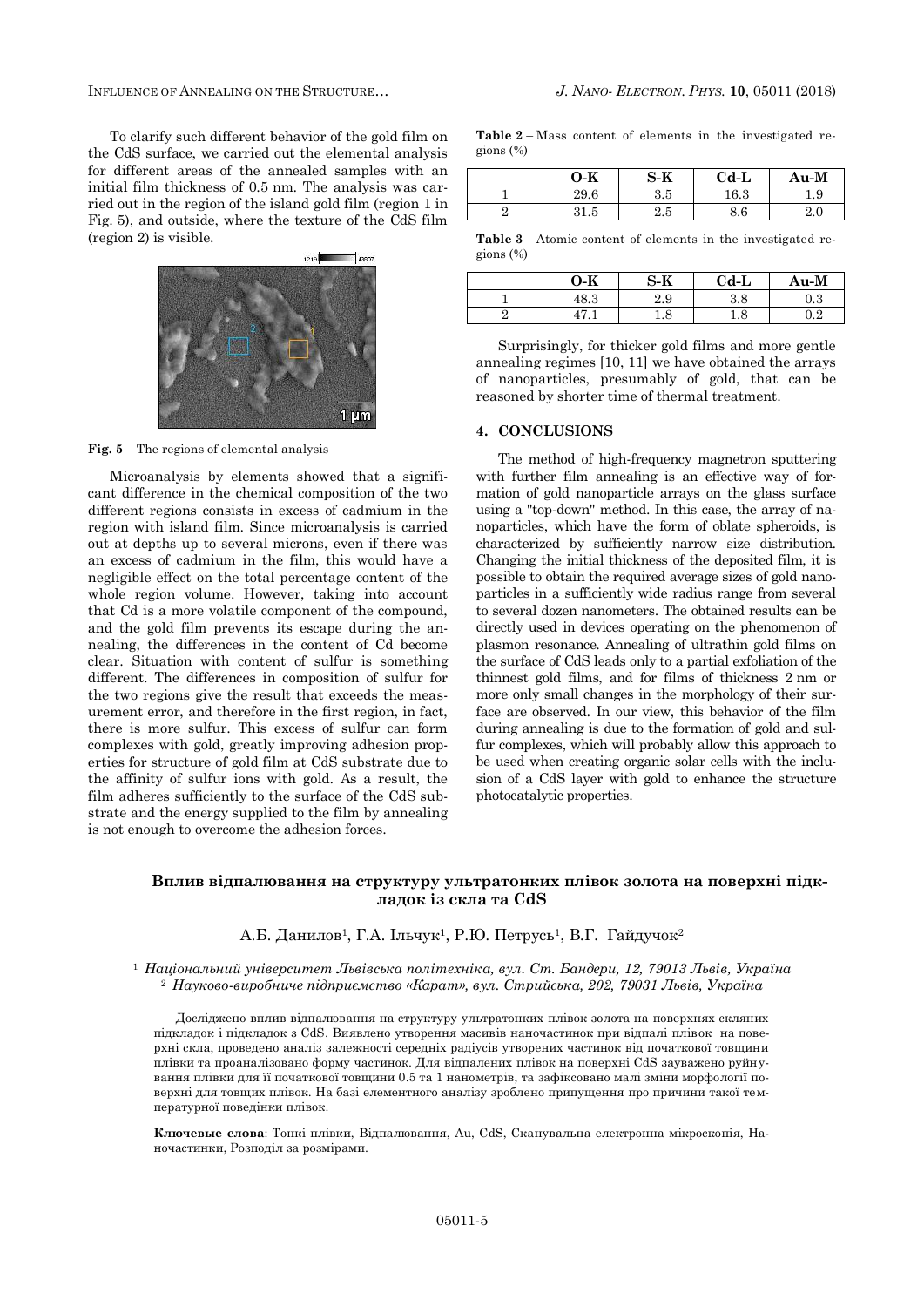To clarify such different behavior of the gold film on the CdS surface, we carried out the elemental analysis for different areas of the annealed samples with an initial film thickness of 0.5 nm. The analysis was carried out in the region of the island gold film (region 1 in Fig. 5), and outside, where the texture of the CdS film (region 2) is visible.

**Fig. 5** – The regions of elemental analysis

Microanalysis by elements showed that a significant difference in the chemical composition of the two different regions consists in excess of cadmium in the region with island film. Since microanalysis is carried out at depths up to several microns, even if there was an excess of cadmium in the film, this would have a negligible effect on the total percentage content of the whole region volume. However, taking into account that Cd is a more volatile component of the compound, and the gold film prevents its escape during the annealing, the differences in the content of Cd become clear. Situation with content of sulfur is something different. The differences in composition of sulfur for the two regions give the result that exceeds the measurement error, and therefore in the first region, in fact, there is more sulfur. This excess of sulfur can form complexes with gold, greatly improving adhesion properties for structure of gold film at CdS substrate due to the affinity of sulfur ions with gold. As a result, the film adheres sufficiently to the surface of the CdS substrate and the energy supplied to the film by annealing is not enough to overcome the adhesion forces.

**Table 2** – Mass content of elements in the investigated regions (%)

| | O-K | S-K | Cd-L | Au-M |
|---|---|---|---|---|
| 1 | 29.6 | 3.5 | 16.3 | 1.9 |
| 2 | 31.5 | 2.5 | 8.6 | 2.0 |

**Table 3** – Atomic content of elements in the investigated regions (%)

| | O-K | S-K | Cd-L | Au-M |
|---|---|---|---|---|
| 1 | 48.3 | 2.9 | 3.8 | 0.3 |
| 2 | 47.1 | 1.8 | 1.8 | 0.2 |

Surprisingly, for thicker gold films and more gentle annealing regimes [10, 11] we have obtained the arrays of nanoparticles, presumably of gold, that can be reasoned by shorter time of thermal treatment.

## 4. CONCLUSIONS

The method of high-frequency magnetron sputtering with further film annealing is an effective way of formation of gold nanoparticle arrays on the glass surface using a "top-down" method. In this case, the array of nanoparticles, which have the form of oblate spheroids, is characterized by sufficiently narrow size distribution. Changing the initial thickness of the deposited film, it is possible to obtain the required average sizes of gold nanoparticles in a sufficiently wide radius range from several to several dozen nanometers. The obtained results can be directly used in devices operating on the phenomenon of plasmon resonance. Annealing of ultrathin gold films on the surface of CdS leads only to a partial exfoliation of the thinnest gold films, and for films of thickness 2 nm or more only small changes in the morphology of their surface are observed. In our view, this behavior of the film during annealing is due to the formation of gold and sulfur complexes, which will probably allow this approach to be used when creating organic solar cells with the inclusion of a CdS layer with gold to enhance the structure photocatalytic properties.

## Вплив відпалювання на структуру ультратонких плівок золота на поверхні підкладок із скла та CdS

А.Б. Данилов[1], Г.А. Ільчук[1], Р.Ю. Петрусь[1], В.Г. Гайдучок[2]

[1] *Національний університет Львівська політехніка, вул. Ст. Бандери, 12, 79013 Львів, Україна*
[2] *Науково-виробниче підприємство «Карат», вул. Стрийська, 202, 79031 Львів, Україна*

Досліджено вплив відпалювання на структуру ультратонких плівок золота на поверхнях скляних підкладок і підкладок з CdS. Виявлено утворення масивів наночастинок при відпалі плівок на поверхні скла, проведено аналіз залежності середніх радіусів утворених частинок від початкової товщини плівки та проаналізовано форму частинок. Для відпалених плівок на поверхні CdS зауважено руйнування плівки для її початкової товщини 0.5 та 1 нанометрів, та зафіксовано малі зміни морфології поверхні для товщих плівок. На базі елементного аналізу зроблено припущення про причини такої температурної поведінки плівок.

**Ключевые слова**: Тонкі плівки, Відпалювання, Au, CdS, Сканувальна електронна мікроскопія, Наночастинки, Розподіл за розмірами.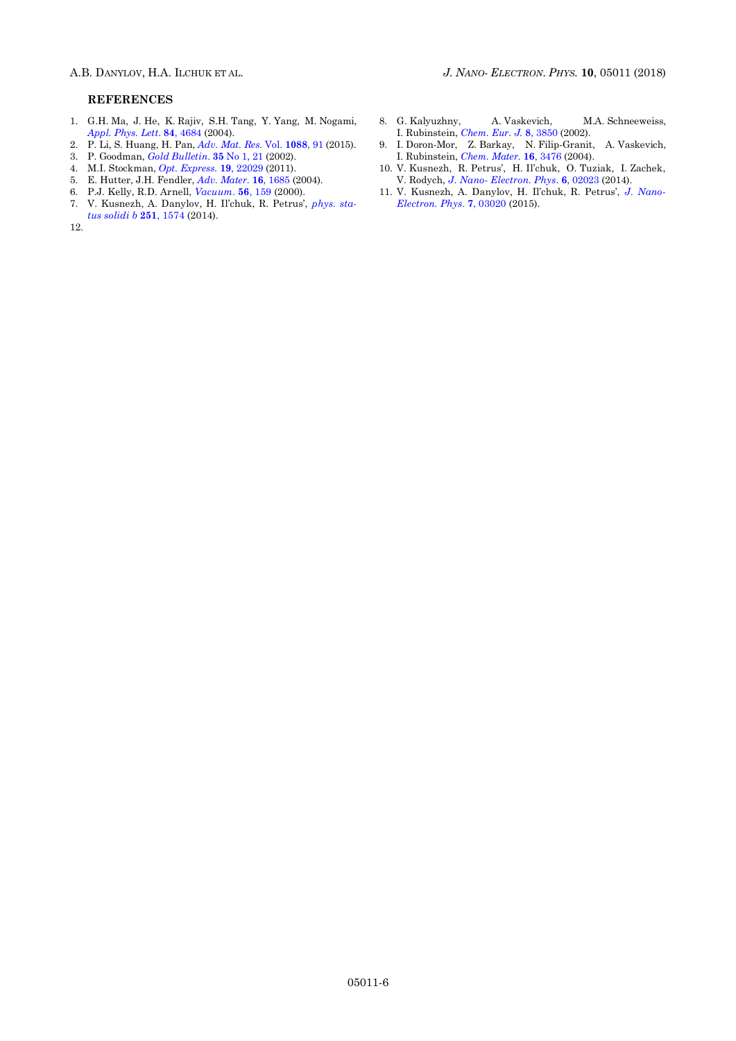## REFERENCES

1. G.H. Ma, J. He, K. Rajiv, S.H. Tang, Y. Yang, M. Nogami, *Appl. Phys. Lett.* **84**, 4684 (2004).
2. P. Li, S. Huang, H. Pan, *Adv. Mat. Res.* Vol. **1088**, 91 (2015).
3. P. Goodman, *Gold Bulletin.* **35** No 1, 21 (2002).
4. M.I. Stockman, *Opt. Express.* **19**, 22029 (2011).
5. E. Hutter, J.H. Fendler, *Adv. Mater.* **16**, 1685 (2004).
6. P.J. Kelly, R.D. Arnell, *Vacuum.* **56**, 159 (2000).
7. V. Kusnezh, A. Danylov, H. Il'chuk, R. Petrus', *phys. status solidi b* **251**, 1574 (2014).
8. G. Kalyuzhny, A. Vaskevich, M.A. Schneeweiss, I. Rubinstein, *Chem. Eur. J.* **8**, 3850 (2002).
9. I. Doron-Mor, Z. Barkay, N. Filip-Granit, A. Vaskevich, I. Rubinstein, *Chem. Mater.* **16**, 3476 (2004).
10. V. Kusnezh, R. Petrus', H. Il'chuk, O. Tuziak, I. Zachek, V. Rodych, *J. Nano- Electron. Phys.* **6**, 02023 (2014).
11. V. Kusnezh, A. Danylov, H. Il'chuk, R. Petrus', *J. Nano-Electron. Phys.* **7**, 03020 (2015).
12.